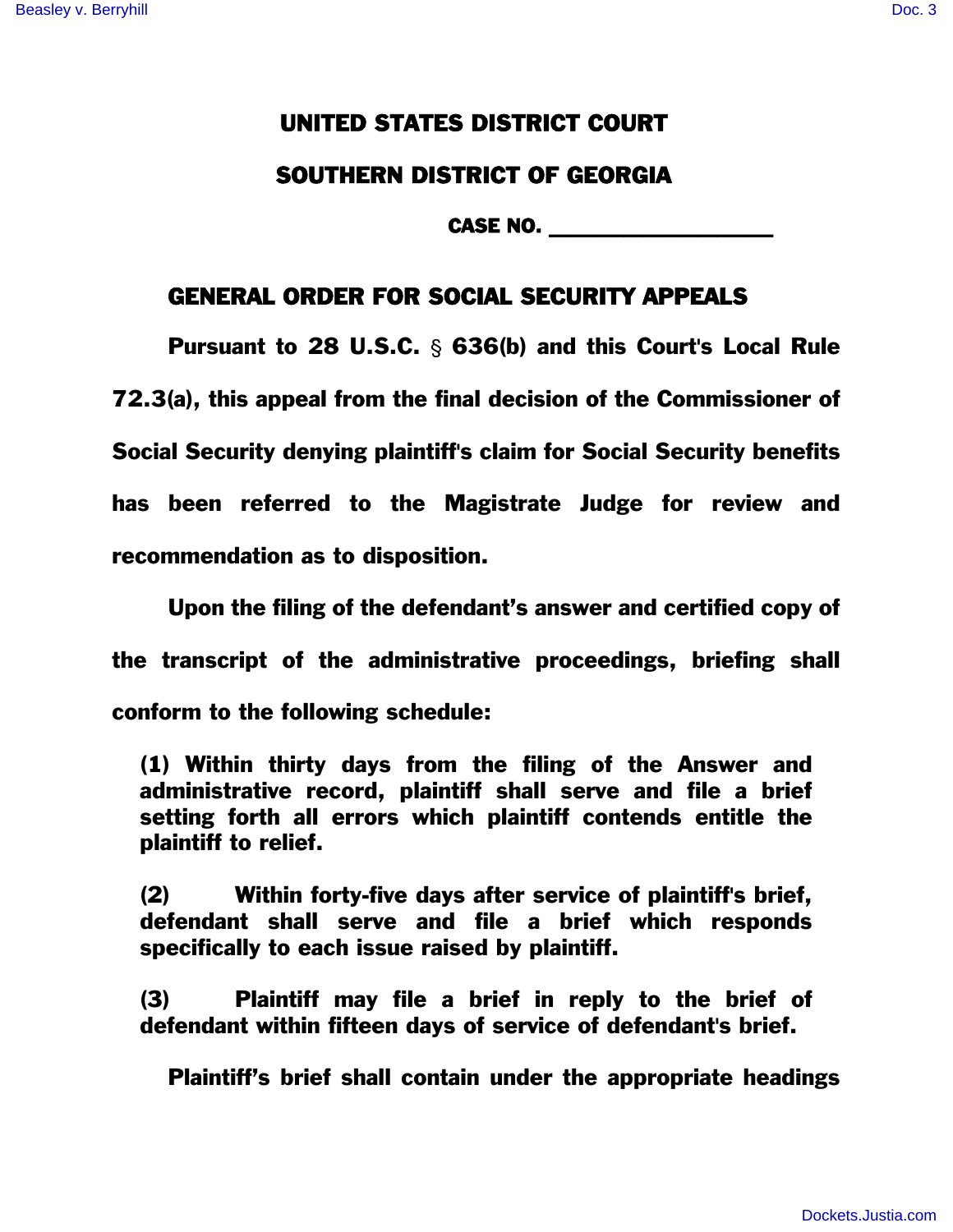# UNITED STATES DISTRICT COURT

# SOUTHERN DISTRICT OF GEORGIA

CASE NO. ___________________

## GENERAL ORDER FOR SOCIAL SECURITY APPEALS

Pursuant to 28 U.S.C. § 636(b) and this Court's Local Rule 72.3(a), this appeal from the final decision of the Commissioner of Social Security denying plaintiff's claim for Social Security benefits has been referred to the Magistrate Judge for review and recommendation as to disposition.

Upon the filing of the defendant's answer and certified copy of the transcript of the administrative proceedings, briefing shall conform to the following schedule:

(1) Within thirty days from the filing of the Answer and administrative record, plaintiff shall serve and file a brief setting forth all errors which plaintiff contends entitle the plaintiff to relief.

(2) Within forty-five days after service of plaintiff's brief, defendant shall serve and file a brief which responds specifically to each issue raised by plaintiff.

(3) Plaintiff may file a brief in reply to the brief of defendant within fifteen days of service of defendant's brief.

Plaintiff's brief shall contain under the appropriate headings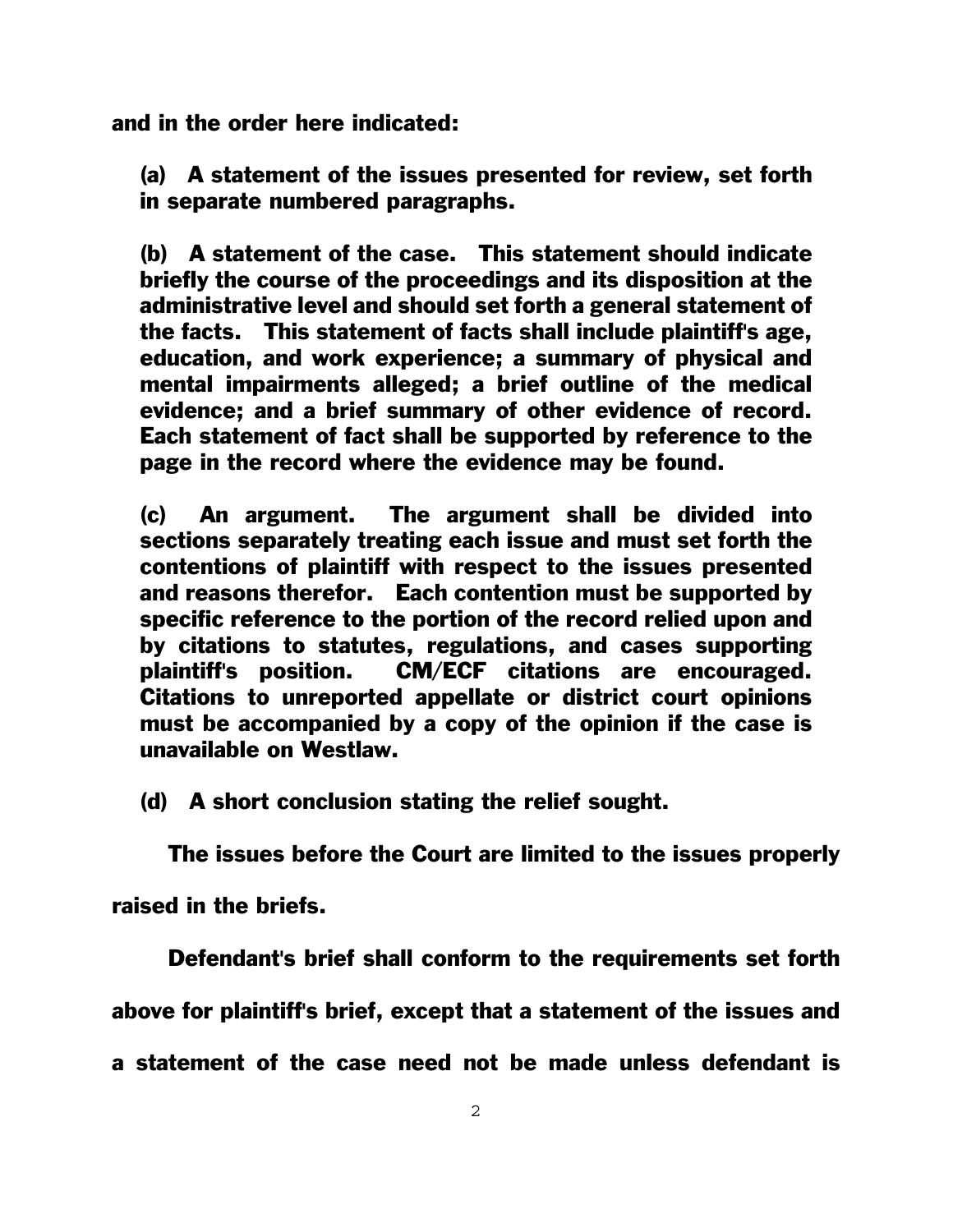and in the order here indicated:

(a) A statement of the issues presented for review, set forth in separate numbered paragraphs.

(b) A statement of the case. This statement should indicate briefly the course of the proceedings and its disposition at the administrative level and should set forth a general statement of the facts. This statement of facts shall include plaintiff's age, education, and work experience; a summary of physical and mental impairments alleged; a brief outline of the medical evidence; and a brief summary of other evidence of record. Each statement of fact shall be supported by reference to the page in the record where the evidence may be found.

(c) An argument. The argument shall be divided into sections separately treating each issue and must set forth the contentions of plaintiff with respect to the issues presented and reasons therefor. Each contention must be supported by specific reference to the portion of the record relied upon and by citations to statutes, regulations, and cases supporting plaintiff's position. CM/ECF citations are encouraged. Citations to unreported appellate or district court opinions must be accompanied by a copy of the opinion if the case is unavailable on Westlaw.

(d) A short conclusion stating the relief sought.

The issues before the Court are limited to the issues properly raised in the briefs.

Defendant's brief shall conform to the requirements set forth above for plaintiff's brief, except that a statement of the issues and a statement of the case need not be made unless defendant is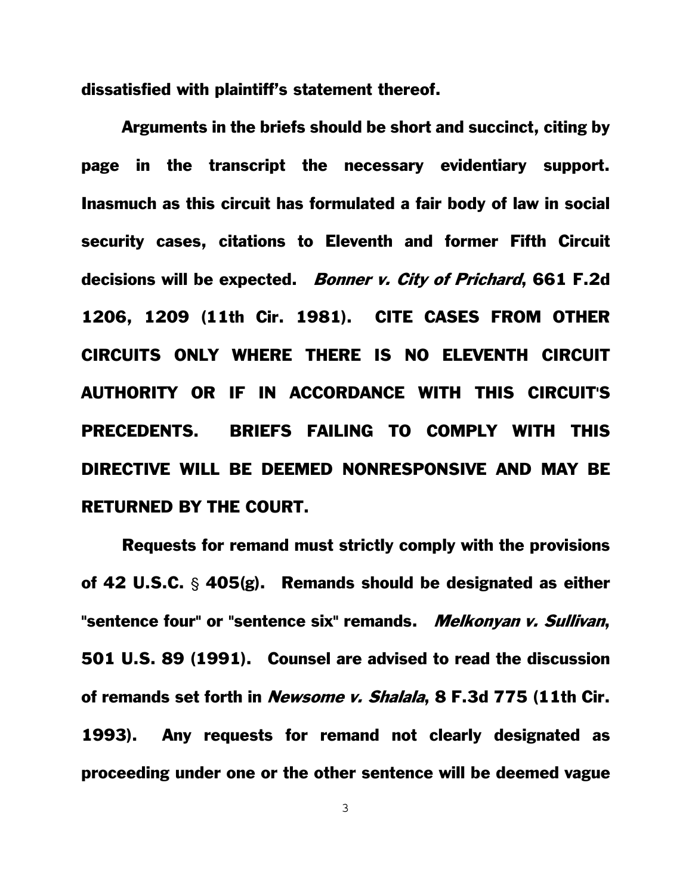**dissatisfied with plaintiff's statement thereof.**

**Arguments in the briefs should be short and succinct, citing by page in the transcript the necessary evidentiary support. Inasmuch as this circuit has formulated a fair body of law in social security cases, citations to Eleventh and former Fifth Circuit decisions will be expected.** ***Bonner v. City of Prichard*****, 661 F.2d 1206, 1209 (11th Cir. 1981). CITE CASES FROM OTHER CIRCUITS ONLY WHERE THERE IS NO ELEVENTH CIRCUIT AUTHORITY OR IF IN ACCORDANCE WITH THIS CIRCUIT'S PRECEDENTS. BRIEFS FAILING TO COMPLY WITH THIS DIRECTIVE WILL BE DEEMED NONRESPONSIVE AND MAY BE RETURNED BY THE COURT.**

**Requests for remand must strictly comply with the provisions of 42 U.S.C. § 405(g). Remands should be designated as either "sentence four" or "sentence six" remands.** ***Melkonyan v. Sullivan*****, 501 U.S. 89 (1991). Counsel are advised to read the discussion of remands set forth in** ***Newsome v. Shalala*****, 8 F.3d 775 (11th Cir. 1993). Any requests for remand not clearly designated as proceeding under one or the other sentence will be deemed vague**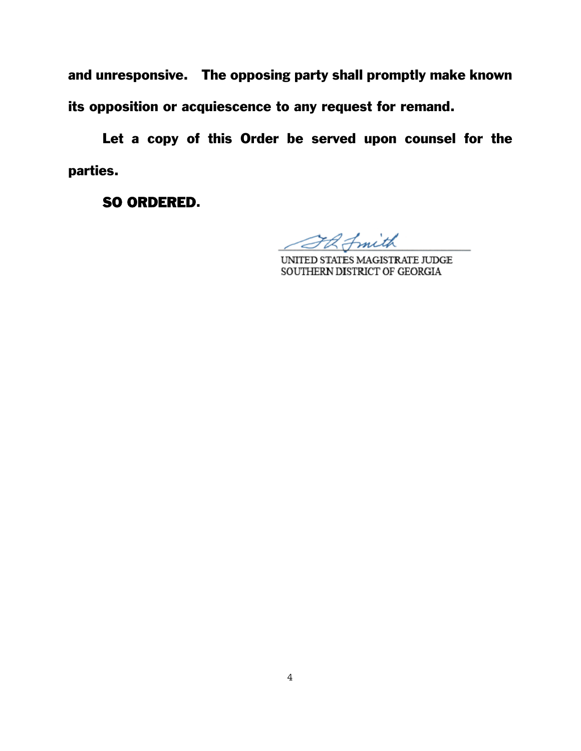**and unresponsive. The opposing party shall promptly make known its opposition or acquiescence to any request for remand.**

**Let a copy of this Order be served upon counsel for the parties.**

**SO ORDERED.**

UNITED STATES MAGISTRATE JUDGE
SOUTHERN DISTRICT OF GEORGIA